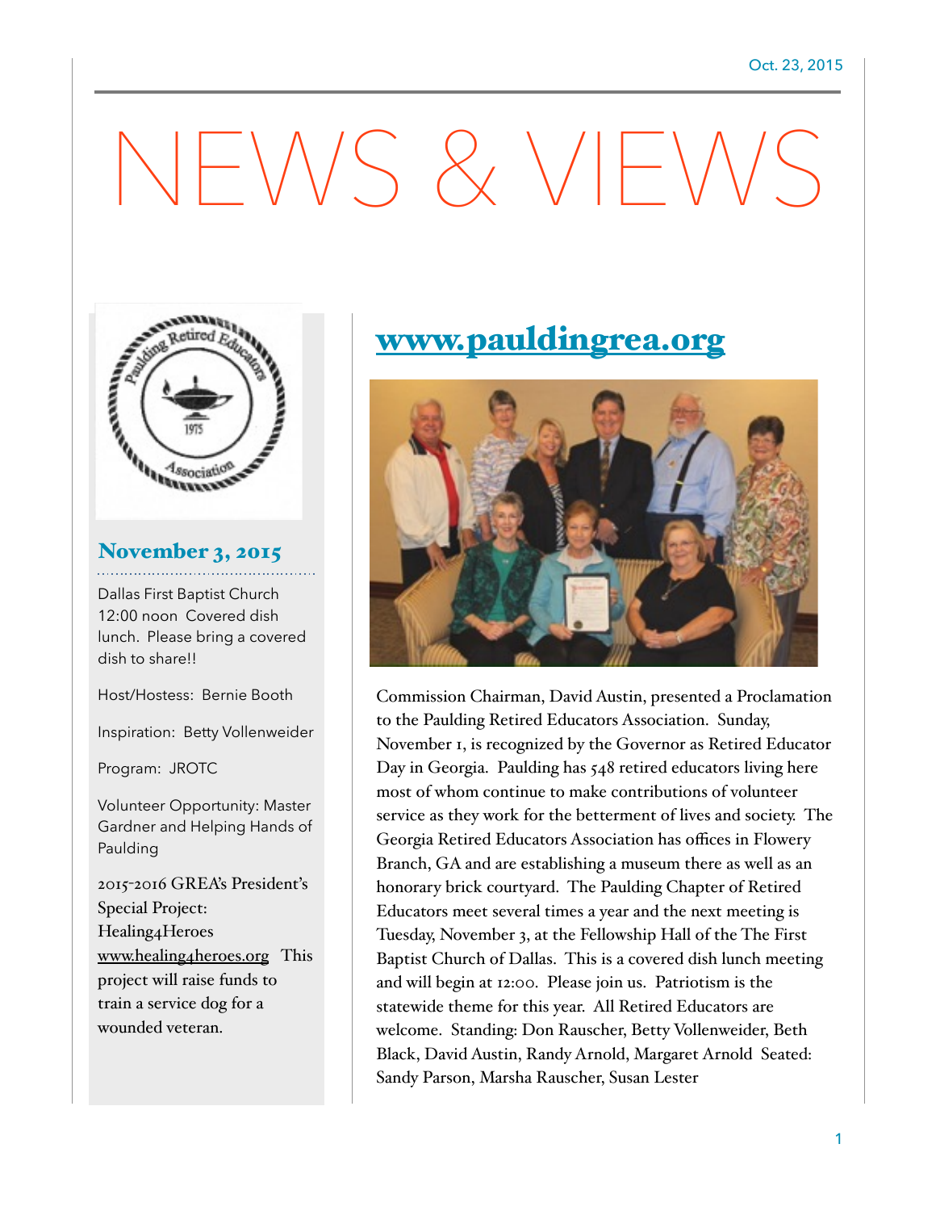Oct. 23, 2015

# NEWS & VIEWS

## November 3, 2015

Dallas First Baptist Church 12:00 noon Covered dish lunch. Please bring a covered dish to share!!

Host/Hostess: Bernie Booth

Inspiration: Betty Vollenweider

Program: JROTC

Volunteer Opportunity: Master Gardner and Helping Hands of Paulding

2015-2016 GREA's President's Special Project: Healing4Heroes www.healing4heroes.org This project will raise funds to train a service dog for a wounded veteran.

## www.pauldingrea.org

Commission Chairman, David Austin, presented a Proclamation to the Paulding Retired Educators Association. Sunday, November 1, is recognized by the Governor as Retired Educator Day in Georgia. Paulding has 548 retired educators living here most of whom continue to make contributions of volunteer service as they work for the betterment of lives and society. The Georgia Retired Educators Association has offices in Flowery Branch, GA and are establishing a museum there as well as an honorary brick courtyard. The Paulding Chapter of Retired Educators meet several times a year and the next meeting is Tuesday, November 3, at the Fellowship Hall of the The First Baptist Church of Dallas. This is a covered dish lunch meeting and will begin at 12:00. Please join us. Patriotism is the statewide theme for this year. All Retired Educators are welcome. Standing: Don Rauscher, Betty Vollenweider, Beth Black, David Austin, Randy Arnold, Margaret Arnold Seated: Sandy Parson, Marsha Rauscher, Susan Lester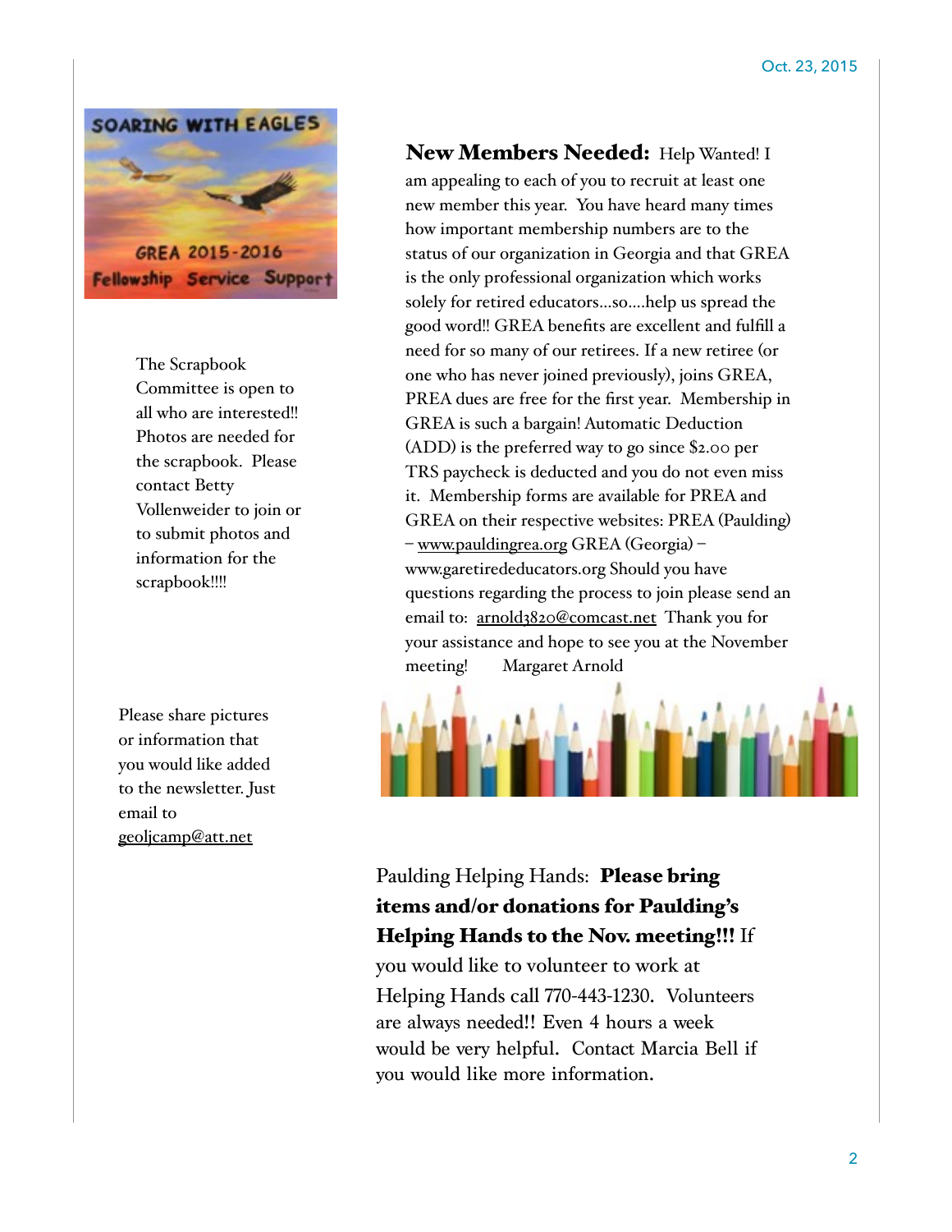Oct. 23, 2015

SOARING WITH EAGLES

GREA 2015-2016

Fellowship Service Support

The Scrapbook Committee is open to all who are interested!! Photos are needed for the scrapbook. Please contact Betty Vollenweider to join or to submit photos and information for the scrapbook!!!!

Please share pictures or information that you would like added to the newsletter. Just email to geoljcamp@att.net

**New Members Needed:** Help Wanted! I am appealing to each of you to recruit at least one new member this year. You have heard many times how important membership numbers are to the status of our organization in Georgia and that GREA is the only professional organization which works solely for retired educators…so….help us spread the good word!! GREA benefits are excellent and fulfill a need for so many of our retirees. If a new retiree (or one who has never joined previously), joins GREA, PREA dues are free for the first year. Membership in GREA is such a bargain! Automatic Deduction (ADD) is the preferred way to go since $2.00 per TRS paycheck is deducted and you do not even miss it. Membership forms are available for PREA and GREA on their respective websites: PREA (Paulding) – www.pauldingrea.org GREA (Georgia) – www.garetirededucators.org Should you have questions regarding the process to join please send an email to: arnold3820@comcast.net Thank you for your assistance and hope to see you at the November meeting! Margaret Arnold

Paulding Helping Hands: **Please bring items and/or donations for Paulding's Helping Hands to the Nov. meeting!!!** If you would like to volunteer to work at Helping Hands call 770-443-1230. Volunteers are always needed!! Even 4 hours a week would be very helpful. Contact Marcia Bell if you would like more information.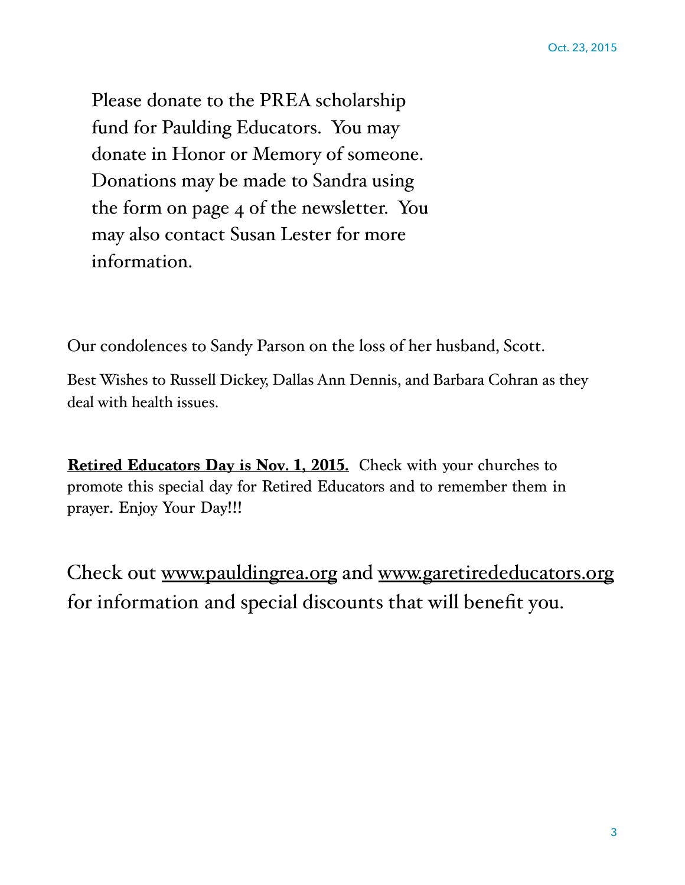Please donate to the PREA scholarship fund for Paulding Educators. You may donate in Honor or Memory of someone. Donations may be made to Sandra using the form on page 4 of the newsletter. You may also contact Susan Lester for more information.

Our condolences to Sandy Parson on the loss of her husband, Scott.

Best Wishes to Russell Dickey, Dallas Ann Dennis, and Barbara Cohran as they deal with health issues.

**Retired Educators Day is Nov. 1, 2015.** Check with your churches to promote this special day for Retired Educators and to remember them in prayer. Enjoy Your Day!!!

Check out www.pauldingrea.org and www.garetirededucators.org for information and special discounts that will benefit you.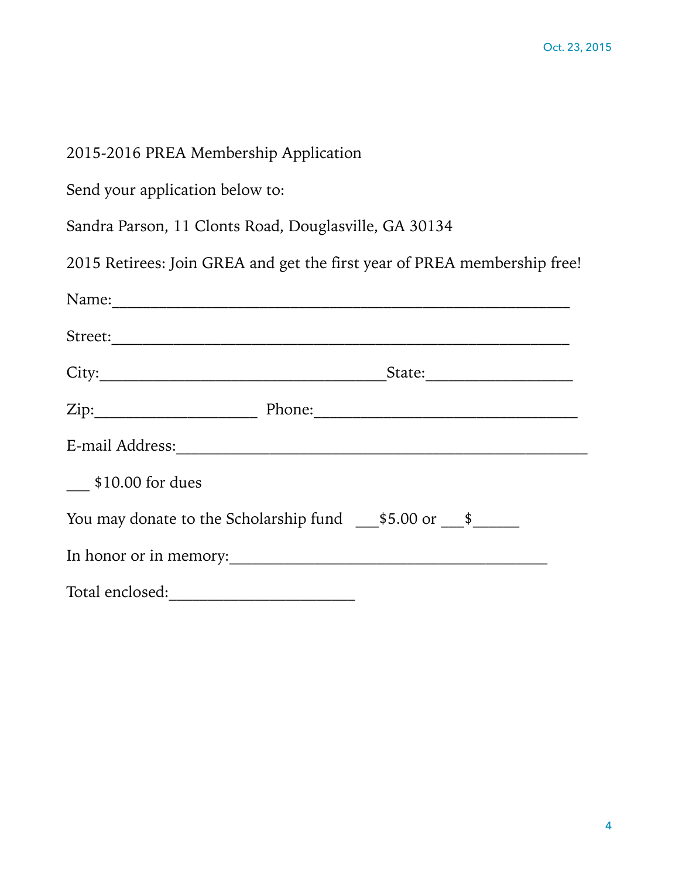2015-2016 PREA Membership Application

Send your application below to:

Sandra Parson, 11 Clonts Road, Douglasville, GA 30134

2015 Retirees: Join GREA and get the first year of PREA membership free!

Name:_______________________________________________________

Street:_______________________________________________________

City:___________________________________State:_________________

Zip:____________________ Phone:________________________________

E-mail Address:___________________________________________________

___ $10.00 for dues

You may donate to the Scholarship fund ___$5.00 or ___$______

In honor or in memory:_______________________________________

Total enclosed:______________________